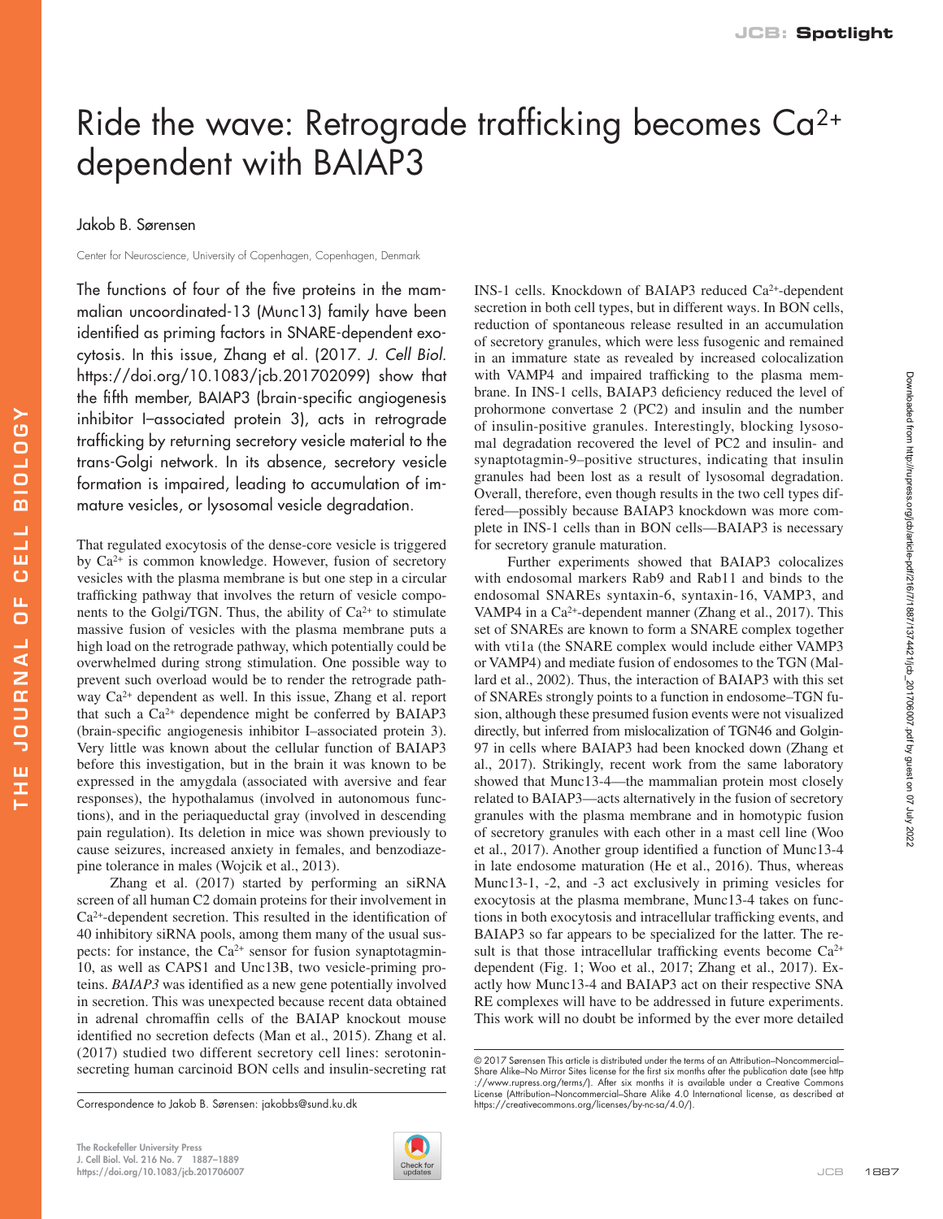# Ride the wave: Retrograde trafficking becomes $Ca^{2+}$ dependent with BAIAP3

Jakob B. Sørensen

Center for Neuroscience, University of Copenhagen, Copenhagen, Denmark

The functions of four of the five proteins in the mammalian uncoordinated-13 (Munc13) family have been identified as priming factors in SNARE-dependent exocytosis. In this issue, Zhang et al. (2017. *J. Cell Biol.* https://doi.org/10.1083/jcb.201702099) show that the fifth member, BAIAP3 (brain-specific angiogenesis inhibitor I–associated protein 3), acts in retrograde trafficking by returning secretory vesicle material to the trans-Golgi network. In its absence, secretory vesicle formation is impaired, leading to accumulation of immature vesicles, or lysosomal vesicle degradation.

That regulated exocytosis of the dense-core vesicle is triggered by $Ca^{2+}$ is common knowledge. However, fusion of secretory vesicles with the plasma membrane is but one step in a circular trafficking pathway that involves the return of vesicle components to the Golgi/TGN. Thus, the ability of $Ca^{2+}$ to stimulate massive fusion of vesicles with the plasma membrane puts a high load on the retrograde pathway, which potentially could be overwhelmed during strong stimulation. One possible way to prevent such overload would be to render the retrograde pathway $Ca^{2+}$ dependent as well. In this issue, Zhang et al. report that such a $Ca^{2+}$ dependence might be conferred by BAIAP3 (brain-specific angiogenesis inhibitor I–associated protein 3). Very little was known about the cellular function of BAIAP3 before this investigation, but in the brain it was known to be expressed in the amygdala (associated with aversive and fear responses), the hypothalamus (involved in autonomous functions), and in the periaqueductal gray (involved in descending pain regulation). Its deletion in mice was shown previously to cause seizures, increased anxiety in females, and benzodiazepine tolerance in males (Wojcik et al., 2013).

Zhang et al. (2017) started by performing an siRNA screen of all human C2 domain proteins for their involvement in $Ca^{2+}$-dependent secretion. This resulted in the identification of 40 inhibitory siRNA pools, among them many of the usual suspects: for instance, the $Ca^{2+}$ sensor for fusion synaptotagmin-10, as well as CAPS1 and Unc13B, two vesicle-priming proteins. *BAIAP3* was identified as a new gene potentially involved in secretion. This was unexpected because recent data obtained in adrenal chromaffin cells of the BAIAP knockout mouse identified no secretion defects (Man et al., 2015). Zhang et al. (2017) studied two different secretory cell lines: serotonin-secreting human carcinoid BON cells and insulin-secreting rat INS-1 cells. Knockdown of BAIAP3 reduced $Ca^{2+}$-dependent secretion in both cell types, but in different ways. In BON cells, reduction of spontaneous release resulted in an accumulation of secretory granules, which were less fusogenic and remained in an immature state as revealed by increased colocalization with VAMP4 and impaired trafficking to the plasma membrane. In INS-1 cells, BAIAP3 deficiency reduced the level of prohormone convertase 2 (PC2) and insulin and the number of insulin-positive granules. Interestingly, blocking lysosomal degradation recovered the level of PC2 and insulin- and synaptotagmin-9–positive structures, indicating that insulin granules had been lost as a result of lysosomal degradation. Overall, therefore, even though results in the two cell types differed—possibly because BAIAP3 knockdown was more complete in INS-1 cells than in BON cells—BAIAP3 is necessary for secretory granule maturation.

Further experiments showed that BAIAP3 colocalizes with endosomal markers Rab9 and Rab11 and binds to the endosomal SNAREs syntaxin-6, syntaxin-16, VAMP3, and VAMP4 in a $Ca^{2+}$-dependent manner (Zhang et al., 2017). This set of SNAREs are known to form a SNARE complex together with vti1a (the SNARE complex would include either VAMP3 or VAMP4) and mediate fusion of endosomes to the TGN (Mallard et al., 2002). Thus, the interaction of BAIAP3 with this set of SNAREs strongly points to a function in endosome–TGN fusion, although these presumed fusion events were not visualized directly, but inferred from mislocalization of TGN46 and Golgin-97 in cells where BAIAP3 had been knocked down (Zhang et al., 2017). Strikingly, recent work from the same laboratory showed that Munc13-4—the mammalian protein most closely related to BAIAP3—acts alternatively in the fusion of secretory granules with the plasma membrane and in homotypic fusion of secretory granules with each other in a mast cell line (Woo et al., 2017). Another group identified a function of Munc13-4 in late endosome maturation (He et al., 2016). Thus, whereas Munc13-1, -2, and -3 act exclusively in priming vesicles for exocytosis at the plasma membrane, Munc13-4 takes on functions in both exocytosis and intracellular trafficking events, and BAIAP3 so far appears to be specialized for the latter. The result is that those intracellular trafficking events become $Ca^{2+}$ dependent (Fig. 1; Woo et al., 2017; Zhang et al., 2017). Exactly how Munc13-4 and BAIAP3 act on their respective SNARE complexes will have to be addressed in future experiments. This work will no doubt be informed by the ever more detailed

Correspondence to Jakob B. Sørensen: jakobbs@sund.ku.dk

© 2017 Sørensen This article is distributed under the terms of an Attribution–Noncommercial–Share Alike–No Mirror Sites license for the first six months after the publication date (see http://www.rupress.org/terms/). After six months it is available under a Creative Commons License (Attribution–Noncommercial–Share Alike 4.0 International license, as described at https://creativecommons.org/licenses/by-nc-sa/4.0/).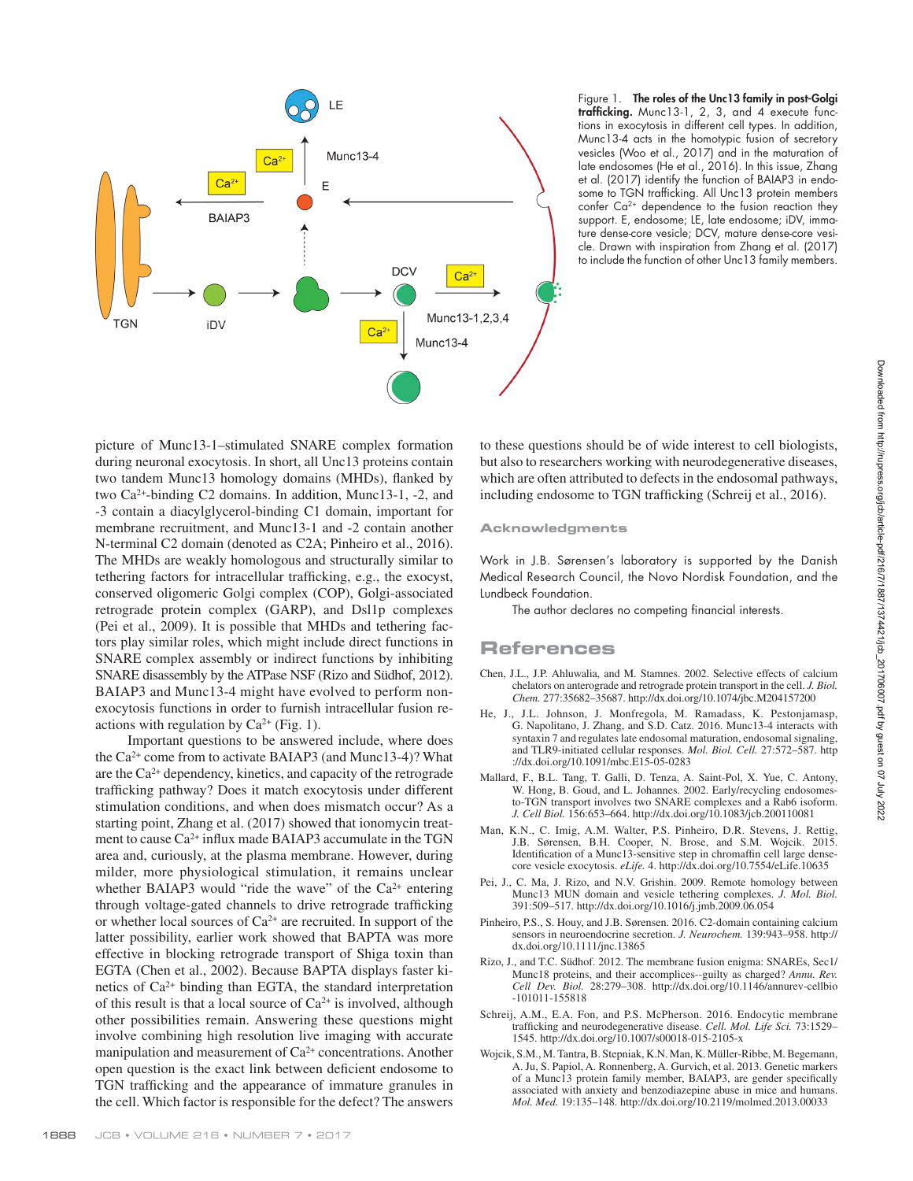Figure 1. **The roles of the Unc13 family in post-Golgi trafficking.** Munc13-1, 2, 3, and 4 execute functions in exocytosis in different cell types. In addition, Munc13-4 acts in the homotypic fusion of secretory vesicles (Woo et al., 2017) and in the maturation of late endosomes (He et al., 2016). In this issue, Zhang et al. (2017) identify the function of BAIAP3 in endosome to TGN trafficking. All Unc13 protein members confer $Ca^{2+}$ dependence to the fusion reaction they support. E, endosome; LE, late endosome; iDV, immature dense-core vesicle; DCV, mature dense-core vesicle. Drawn with inspiration from Zhang et al. (2017) to include the function of other Unc13 family members.

picture of Munc13-1–stimulated SNARE complex formation during neuronal exocytosis. In short, all Unc13 proteins contain two tandem Munc13 homology domains (MHDs), flanked by two $Ca^{2+}$-binding C2 domains. In addition, Munc13-1, -2, and -3 contain a diacylglycerol-binding C1 domain, important for membrane recruitment, and Munc13-1 and -2 contain another N-terminal C2 domain (denoted as C2A; Pinheiro et al., 2016). The MHDs are weakly homologous and structurally similar to tethering factors for intracellular trafficking, e.g., the exocyst, conserved oligomeric Golgi complex (COP), Golgi-associated retrograde protein complex (GARP), and Dsl1p complexes (Pei et al., 2009). It is possible that MHDs and tethering factors play similar roles, which might include direct functions in SNARE complex assembly or indirect functions by inhibiting SNARE disassembly by the ATPase NSF (Rizo and Südhof, 2012). BAIAP3 and Munc13-4 might have evolved to perform non-exocytosis functions in order to furnish intracellular fusion reactions with regulation by $Ca^{2+}$ (Fig. 1).

Important questions to be answered include, where does the $Ca^{2+}$ come from to activate BAIAP3 (and Munc13-4)? What are the $Ca^{2+}$ dependency, kinetics, and capacity of the retrograde trafficking pathway? Does it match exocytosis under different stimulation conditions, and when does mismatch occur? As a starting point, Zhang et al. (2017) showed that ionomycin treatment to cause $Ca^{2+}$ influx made BAIAP3 accumulate in the TGN area and, curiously, at the plasma membrane. However, during milder, more physiological stimulation, it remains unclear whether BAIAP3 would "ride the wave" of the $Ca^{2+}$ entering through voltage-gated channels to drive retrograde trafficking or whether local sources of $Ca^{2+}$ are recruited. In support of the latter possibility, earlier work showed that BAPTA was more effective in blocking retrograde transport of Shiga toxin than EGTA (Chen et al., 2002). Because BAPTA displays faster kinetics of $Ca^{2+}$ binding than EGTA, the standard interpretation of this result is that a local source of $Ca^{2+}$ is involved, although other possibilities remain. Answering these questions might involve combining high resolution live imaging with accurate manipulation and measurement of $Ca^{2+}$ concentrations. Another open question is the exact link between deficient endosome to TGN trafficking and the appearance of immature granules in the cell. Which factor is responsible for the defect? The answers to these questions should be of wide interest to cell biologists, but also to researchers working with neurodegenerative diseases, which are often attributed to defects in the endosomal pathways, including endosome to TGN trafficking (Schreij et al., 2016).

## Acknowledgments

Work in J.B. Sørensen's laboratory is supported by the Danish Medical Research Council, the Novo Nordisk Foundation, and the Lundbeck Foundation.

The author declares no competing financial interests.

## References

Chen, J.L., J.P. Ahluwalia, and M. Stamnes. 2002. Selective effects of calcium chelators on anterograde and retrograde protein transport in the cell. *J. Biol. Chem.* 277:35682–35687. http://dx.doi.org/10.1074/jbc.M204157200

He, J., J.L. Johnson, J. Monfregola, M. Ramadass, K. Pestonjamasp, G. Napolitano, J. Zhang, and S.D. Catz. 2016. Munc13-4 interacts with syntaxin 7 and regulates late endosomal maturation, endosomal signaling, and TLR9-initiated cellular responses. *Mol. Biol. Cell.* 27:572–587. http://dx.doi.org/10.1091/mbc.E15-05-0283

Mallard, F., B.L. Tang, T. Galli, D. Tenza, A. Saint-Pol, X. Yue, C. Antony, W. Hong, B. Goud, and L. Johannes. 2002. Early/recycling endosomes-to-TGN transport involves two SNARE complexes and a Rab6 isoform. *J. Cell Biol.* 156:653–664. http://dx.doi.org/10.1083/jcb.200110081

Man, K.N., C. Imig, A.M. Walter, P.S. Pinheiro, D.R. Stevens, J. Rettig, J.B. Sørensen, B.H. Cooper, N. Brose, and S.M. Wojcik. 2015. Identification of a Munc13-sensitive step in chromaffin cell large dense-core vesicle exocytosis. *eLife.* 4. http://dx.doi.org/10.7554/eLife.10635

Pei, J., C. Ma, J. Rizo, and N.V. Grishin. 2009. Remote homology between Munc13 MUN domain and vesicle tethering complexes. *J. Mol. Biol.* 391:509–517. http://dx.doi.org/10.1016/j.jmb.2009.06.054

Pinheiro, P.S., S. Houy, and J.B. Sørensen. 2016. C2-domain containing calcium sensors in neuroendocrine secretion. *J. Neurochem.* 139:943–958. http://dx.doi.org/10.1111/jnc.13865

Rizo, J., and T.C. Südhof. 2012. The membrane fusion enigma: SNAREs, Sec1/Munc18 proteins, and their accomplices--guilty as charged? *Annu. Rev. Cell Dev. Biol.* 28:279–308. http://dx.doi.org/10.1146/annurev-cellbio-101011-155818

Schreij, A.M., E.A. Fon, and P.S. McPherson. 2016. Endocytic membrane trafficking and neurodegenerative disease. *Cell. Mol. Life Sci.* 73:1529–1545. http://dx.doi.org/10.1007/s00018-015-2105-x

Wojcik, S.M., M. Tantra, B. Stepniak, K.N. Man, K. Müller-Ribbe, M. Begemann, A. Ju, S. Papiol, A. Ronnenberg, A. Gurvich, et al. 2013. Genetic markers of a Munc13 protein family member, BAIAP3, are gender specifically associated with anxiety and benzodiazepine abuse in mice and humans. *Mol. Med.* 19:135–148. http://dx.doi.org/10.2119/molmed.2013.00033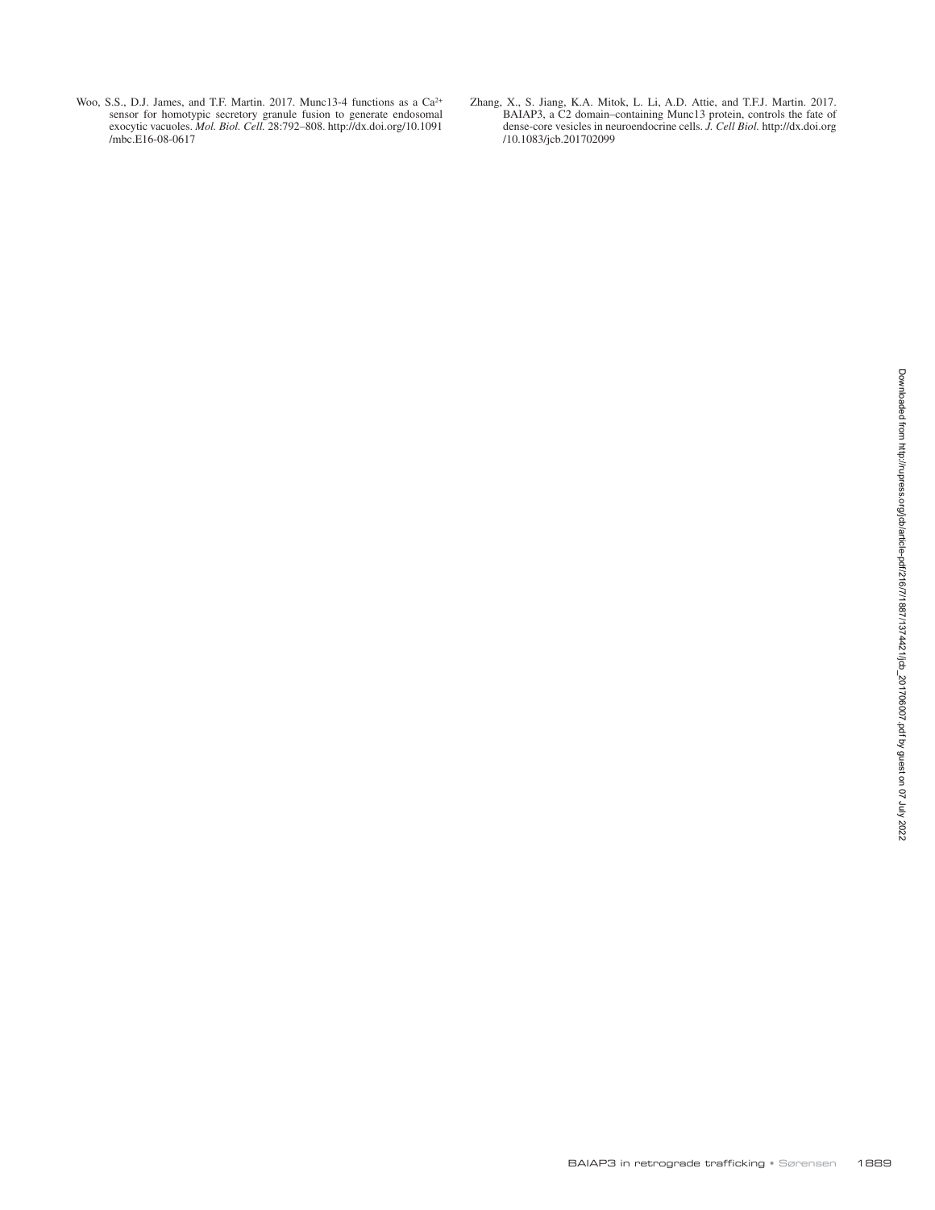Woo, S.S., D.J. James, and T.F. Martin. 2017. Munc13-4 functions as a $Ca^{2+}$ sensor for homotypic secretory granule fusion to generate endosomal exocytic vacuoles. *Mol. Biol. Cell.* 28:792–808. http://dx.doi.org/10.1091/mbc.E16-08-0617

Zhang, X., S. Jiang, K.A. Mitok, L. Li, A.D. Attie, and T.F.J. Martin. 2017. BAIAP3, a C2 domain–containing Munc13 protein, controls the fate of dense-core vesicles in neuroendocrine cells. *J. Cell Biol.* http://dx.doi.org/10.1083/jcb.201702099